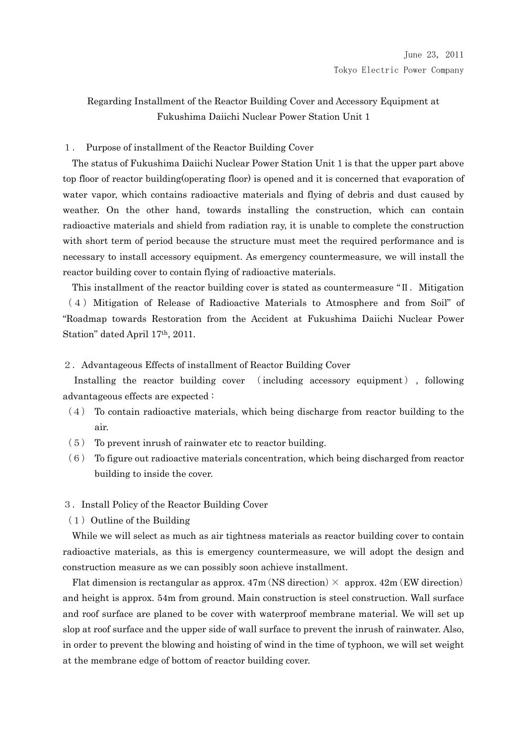June 23, 2011

Tokyo Electric Power Company

# Regarding Installment of the Reactor Building Cover and Accessory Equipment at Fukushima Daiichi Nuclear Power Station Unit 1

## １． Purpose of installment of the Reactor Building Cover

The status of Fukushima Daiichi Nuclear Power Station Unit 1 is that the upper part above top floor of reactor building(operating floor) is opened and it is concerned that evaporation of water vapor, which contains radioactive materials and flying of debris and dust caused by weather. On the other hand, towards installing the construction, which can contain radioactive materials and shield from radiation ray, it is unable to complete the construction with short term of period because the structure must meet the required performance and is necessary to install accessory equipment. As emergency countermeasure, we will install the reactor building cover to contain flying of radioactive materials.

This installment of the reactor building cover is stated as countermeasure "Ⅱ． Mitigation （４）Mitigation of Release of Radioactive Materials to Atmosphere and from Soil" of "Roadmap towards Restoration from the Accident at Fukushima Daiichi Nuclear Power Station" dated April 17th, 2011.

## ２． Advantageous Effects of installment of Reactor Building Cover

Installing the reactor building cover （including accessory equipment）, following advantageous effects are expected：

（４） To contain radioactive materials, which being discharge from reactor building to the air.

（５） To prevent inrush of rainwater etc to reactor building.

（６） To figure out radioactive materials concentration, which being discharged from reactor building to inside the cover.

## ３． Install Policy of the Reactor Building Cover

### （１）Outline of the Building

While we will select as much as air tightness materials as reactor building cover to contain radioactive materials, as this is emergency countermeasure, we will adopt the design and construction measure as we can possibly soon achieve installment.

Flat dimension is rectangular as approx. 47m (NS direction) × approx. 42m (EW direction) and height is approx. 54m from ground. Main construction is steel construction. Wall surface and roof surface are planed to be cover with waterproof membrane material. We will set up slop at roof surface and the upper side of wall surface to prevent the inrush of rainwater. Also, in order to prevent the blowing and hoisting of wind in the time of typhoon, we will set weight at the membrane edge of bottom of reactor building cover.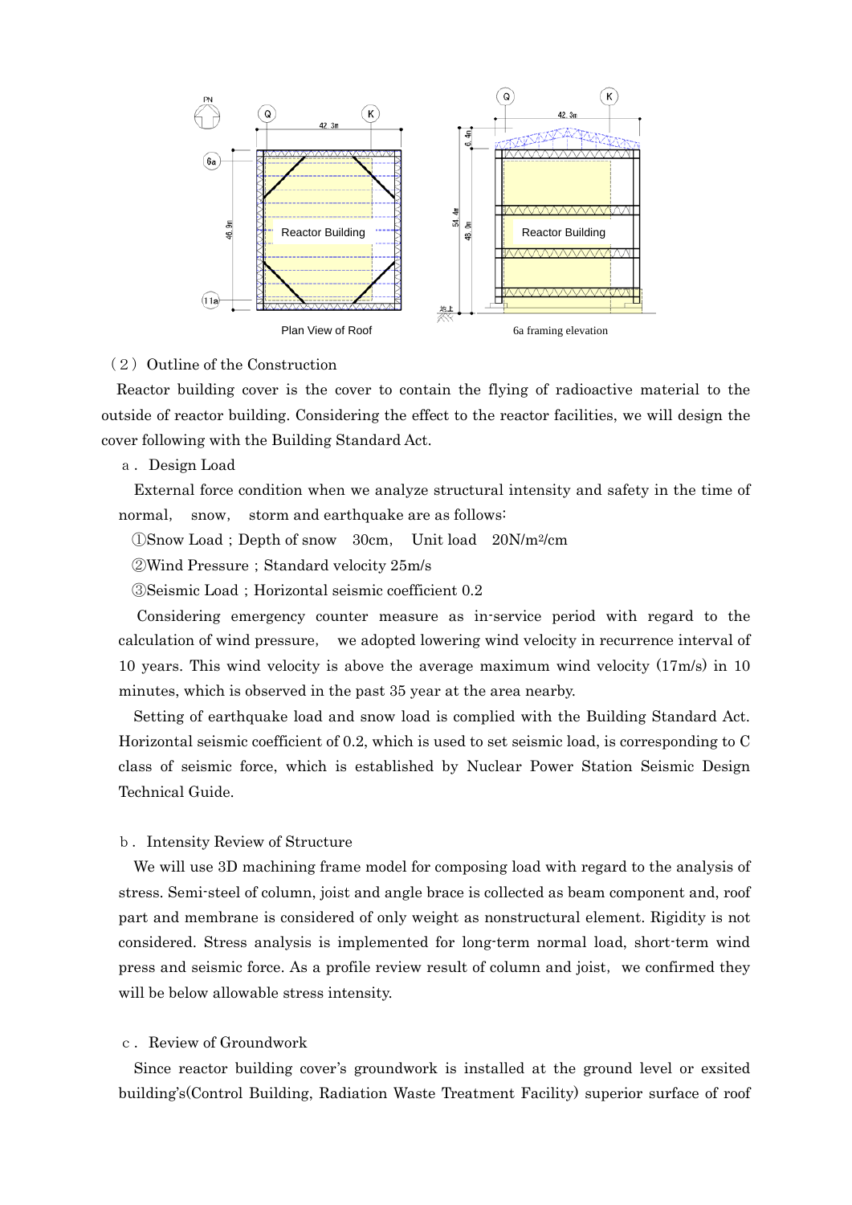Plan View of Roof

6a framing elevation

（２）Outline of the Construction

Reactor building cover is the cover to contain the flying of radioactive material to the outside of reactor building. Considering the effect to the reactor facilities, we will design the cover following with the Building Standard Act.

a． Design Load

External force condition when we analyze structural intensity and safety in the time of normal, snow, storm and earthquake are as follows:

①Snow Load ; Depth of snow 30cm, Unit load 20N/m²/cm

②Wind Pressure ; Standard velocity 25m/s

③Seismic Load ; Horizontal seismic coefficient 0.2

Considering emergency counter measure as in-service period with regard to the calculation of wind pressure, we adopted lowering wind velocity in recurrence interval of 10 years. This wind velocity is above the average maximum wind velocity (17m/s) in 10 minutes, which is observed in the past 35 year at the area nearby.

Setting of earthquake load and snow load is complied with the Building Standard Act. Horizontal seismic coefficient of 0.2, which is used to set seismic load, is corresponding to C class of seismic force, which is established by Nuclear Power Station Seismic Design Technical Guide.

b． Intensity Review of Structure

We will use 3D machining frame model for composing load with regard to the analysis of stress. Semi-steel of column, joist and angle brace is collected as beam component and, roof part and membrane is considered of only weight as nonstructural element. Rigidity is not considered. Stress analysis is implemented for long-term normal load, short-term wind press and seismic force. As a profile review result of column and joist, we confirmed they will be below allowable stress intensity.

c． Review of Groundwork

Since reactor building cover's groundwork is installed at the ground level or exsited building's(Control Building, Radiation Waste Treatment Facility) superior surface of roof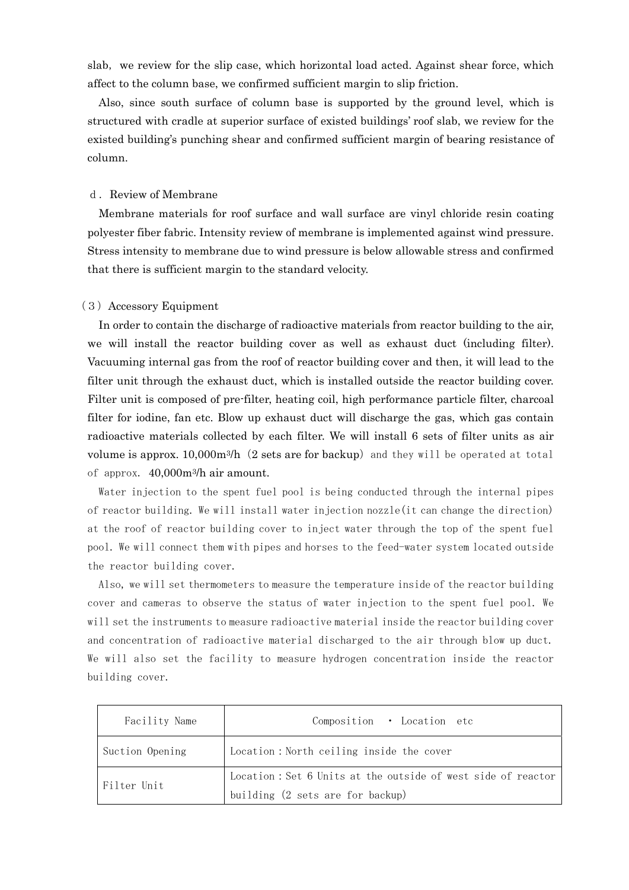slab, we review for the slip case, which horizontal load acted. Against shear force, which affect to the column base, we confirmed sufficient margin to slip friction.

Also, since south surface of column base is supported by the ground level, which is structured with cradle at superior surface of existed buildings' roof slab, we review for the existed building's punching shear and confirmed sufficient margin of bearing resistance of column.

d. Review of Membrane

Membrane materials for roof surface and wall surface are vinyl chloride resin coating polyester fiber fabric. Intensity review of membrane is implemented against wind pressure. Stress intensity to membrane due to wind pressure is below allowable stress and confirmed that there is sufficient margin to the standard velocity.

(3) Accessory Equipment

In order to contain the discharge of radioactive materials from reactor building to the air, we will install the reactor building cover as well as exhaust duct (including filter). Vacuuming internal gas from the roof of reactor building cover and then, it will lead to the filter unit through the exhaust duct, which is installed outside the reactor building cover. Filter unit is composed of pre-filter, heating coil, high performance particle filter, charcoal filter for iodine, fan etc. Blow up exhaust duct will discharge the gas, which gas contain radioactive materials collected by each filter. We will install 6 sets of filter units as air volume is approx. 10,000m$^3$/h (2 sets are for backup) and they will be operated at total of approx. 40,000m$^3$/h air amount.

Water injection to the spent fuel pool is being conducted through the internal pipes of reactor building. We will install water injection nozzle(it can change the direction) at the roof of reactor building cover to inject water through the top of the spent fuel pool. We will connect them with pipes and horses to the feed-water system located outside the reactor building cover.

Also, we will set thermometers to measure the temperature inside of the reactor building cover and cameras to observe the status of water injection to the spent fuel pool. We will set the instruments to measure radioactive material inside the reactor building cover and concentration of radioactive material discharged to the air through blow up duct. We will also set the facility to measure hydrogen concentration inside the reactor building cover.

| Facility Name | Composition ・ Location etc |
| --- | --- |
| Suction Opening | Location：North ceiling inside the cover |
| Filter Unit | Location：Set 6 Units at the outside of west side of reactor building (2 sets are for backup) |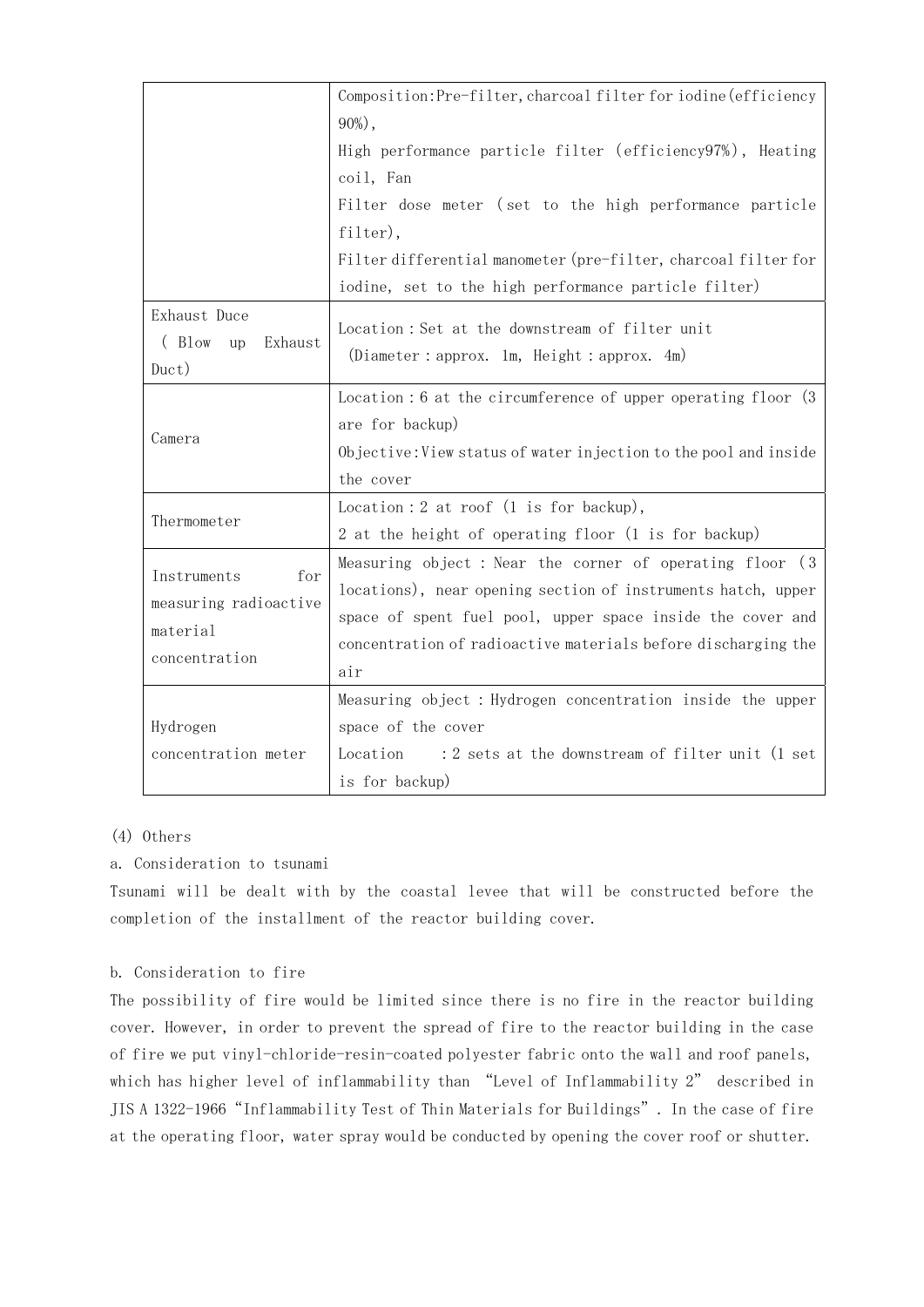| | |
|---|---|
| | Composition:Pre-filter, charcoal filter for iodine(efficiency 90%),<br>High performance particle filter (efficiency97%), Heating coil, Fan<br>Filter dose meter (set to the high performance particle filter),<br>Filter differential manometer(pre-filter, charcoal filter for iodine, set to the high performance particle filter) |
| Exhaust Duce<br>( Blow up Exhaust Duct) | Location：Set at the downstream of filter unit<br>(Diameter：approx. 1m, Height：approx. 4m) |
| Camera | Location：6 at the circumference of upper operating floor (3 are for backup)<br>Objective:View status of water injection to the pool and inside the cover |
| Thermometer | Location：2 at roof (1 is for backup),<br>2 at the height of operating floor (1 is for backup) |
| Instruments for measuring radioactive material concentration | Measuring object：Near the corner of operating floor (3 locations), near opening section of instruments hatch, upper space of spent fuel pool, upper space inside the cover and concentration of radioactive materials before discharging the air |
| Hydrogen concentration meter | Measuring object：Hydrogen concentration inside the upper space of the cover<br>Location ：2 sets at the downstream of filter unit (1 set is for backup) |

(4) Others

a. Consideration to tsunami

Tsunami will be dealt with by the coastal levee that will be constructed before the completion of the installment of the reactor building cover.

b. Consideration to fire

The possibility of fire would be limited since there is no fire in the reactor building cover. However, in order to prevent the spread of fire to the reactor building in the case of fire we put vinyl-chloride-resin-coated polyester fabric onto the wall and roof panels, which has higher level of inflammability than "Level of Inflammability 2" described in JIS A 1322-1966 "Inflammability Test of Thin Materials for Buildings". In the case of fire at the operating floor, water spray would be conducted by opening the cover roof or shutter.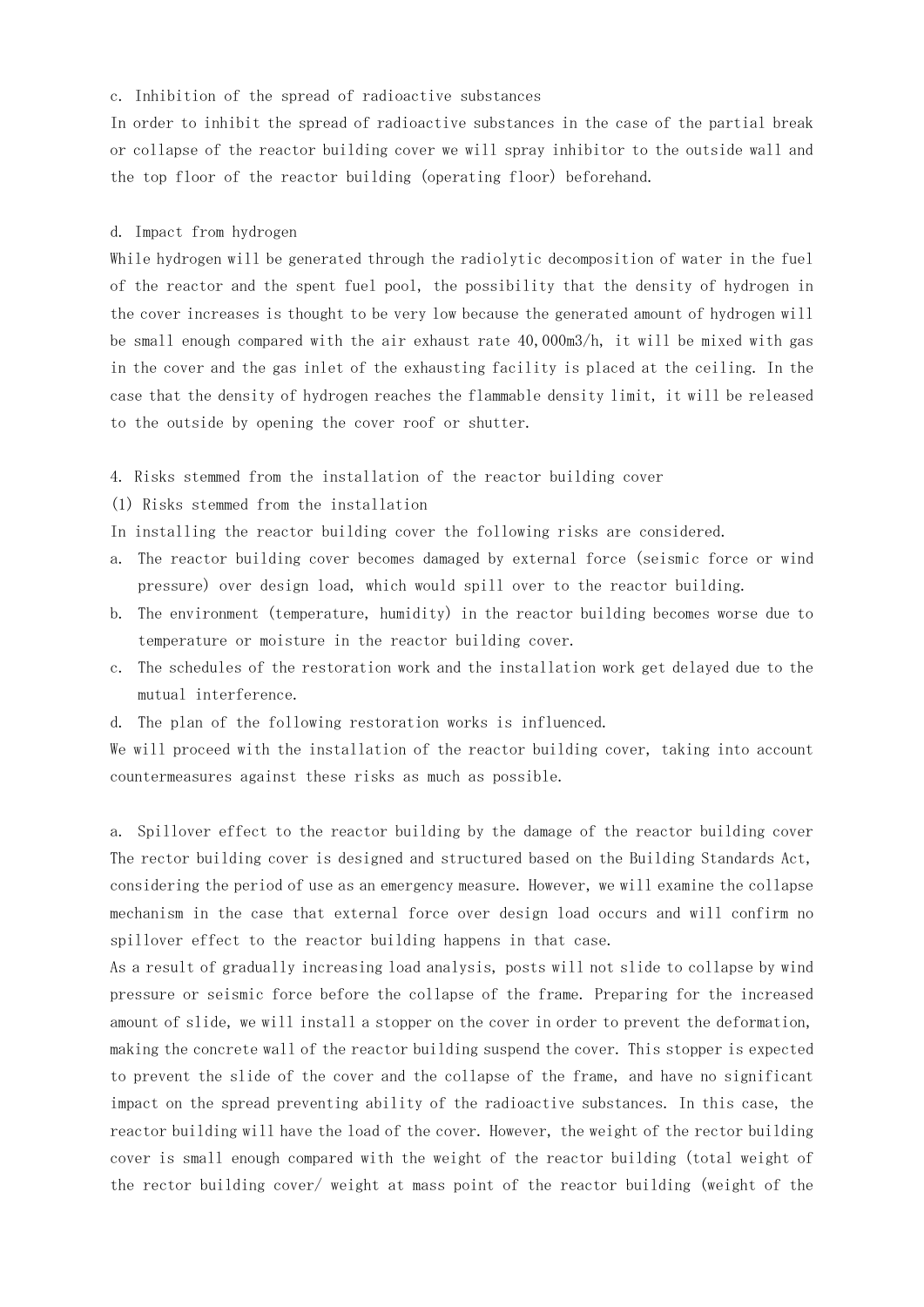c. Inhibition of the spread of radioactive substances

In order to inhibit the spread of radioactive substances in the case of the partial break or collapse of the reactor building cover we will spray inhibitor to the outside wall and the top floor of the reactor building (operating floor) beforehand.

d. Impact from hydrogen

While hydrogen will be generated through the radiolytic decomposition of water in the fuel of the reactor and the spent fuel pool, the possibility that the density of hydrogen in the cover increases is thought to be very low because the generated amount of hydrogen will be small enough compared with the air exhaust rate 40,000m3/h, it will be mixed with gas in the cover and the gas inlet of the exhausting facility is placed at the ceiling. In the case that the density of hydrogen reaches the flammable density limit, it will be released to the outside by opening the cover roof or shutter.

4. Risks stemmed from the installation of the reactor building cover

(1) Risks stemmed from the installation

In installing the reactor building cover the following risks are considered.

a. The reactor building cover becomes damaged by external force (seismic force or wind pressure) over design load, which would spill over to the reactor building.
b. The environment (temperature, humidity) in the reactor building becomes worse due to temperature or moisture in the reactor building cover.
c. The schedules of the restoration work and the installation work get delayed due to the mutual interference.
d. The plan of the following restoration works is influenced.

We will proceed with the installation of the reactor building cover, taking into account countermeasures against these risks as much as possible.

a. Spillover effect to the reactor building by the damage of the reactor building cover

The rector building cover is designed and structured based on the Building Standards Act, considering the period of use as an emergency measure. However, we will examine the collapse mechanism in the case that external force over design load occurs and will confirm no spillover effect to the reactor building happens in that case.

As a result of gradually increasing load analysis, posts will not slide to collapse by wind pressure or seismic force before the collapse of the frame. Preparing for the increased amount of slide, we will install a stopper on the cover in order to prevent the deformation, making the concrete wall of the reactor building suspend the cover. This stopper is expected to prevent the slide of the cover and the collapse of the frame, and have no significant impact on the spread preventing ability of the radioactive substances. In this case, the reactor building will have the load of the cover. However, the weight of the rector building cover is small enough compared with the weight of the reactor building (total weight of the rector building cover/ weight at mass point of the reactor building (weight of the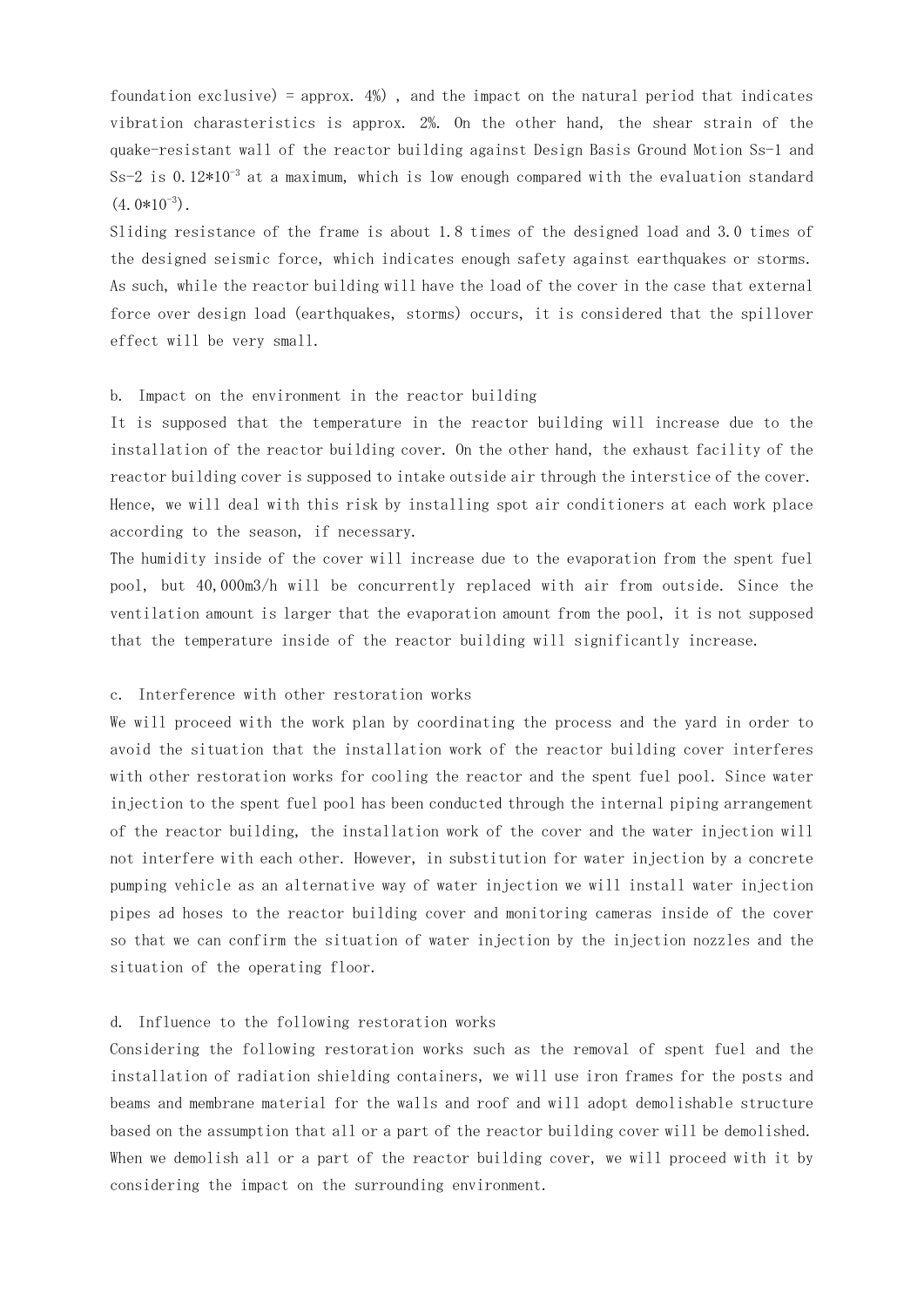foundation exclusive) = approx. 4%) , and the impact on the natural period that indicates vibration charasteristics is approx. 2%. On the other hand, the shear strain of the quake-resistant wall of the reactor building against Design Basis Ground Motion Ss-1 and Ss-2 is $0.12*10^{-3}$ at a maximum, which is low enough compared with the evaluation standard ($4.0*10^{-3}$).

Sliding resistance of the frame is about 1.8 times of the designed load and 3.0 times of the designed seismic force, which indicates enough safety against earthquakes or storms. As such, while the reactor building will have the load of the cover in the case that external force over design load (earthquakes, storms) occurs, it is considered that the spillover effect will be very small.

b. Impact on the environment in the reactor building

It is supposed that the temperature in the reactor building will increase due to the installation of the reactor building cover. On the other hand, the exhaust facility of the reactor building cover is supposed to intake outside air through the interstice of the cover. Hence, we will deal with this risk by installing spot air conditioners at each work place according to the season, if necessary.

The humidity inside of the cover will increase due to the evaporation from the spent fuel pool, but 40,000m3/h will be concurrently replaced with air from outside. Since the ventilation amount is larger that the evaporation amount from the pool, it is not supposed that the temperature inside of the reactor building will significantly increase.

c. Interference with other restoration works

We will proceed with the work plan by coordinating the process and the yard in order to avoid the situation that the installation work of the reactor building cover interferes with other restoration works for cooling the reactor and the spent fuel pool. Since water injection to the spent fuel pool has been conducted through the internal piping arrangement of the reactor building, the installation work of the cover and the water injection will not interfere with each other. However, in substitution for water injection by a concrete pumping vehicle as an alternative way of water injection we will install water injection pipes ad hoses to the reactor building cover and monitoring cameras inside of the cover so that we can confirm the situation of water injection by the injection nozzles and the situation of the operating floor.

d. Influence to the following restoration works

Considering the following restoration works such as the removal of spent fuel and the installation of radiation shielding containers, we will use iron frames for the posts and beams and membrane material for the walls and roof and will adopt demolishable structure based on the assumption that all or a part of the reactor building cover will be demolished. When we demolish all or a part of the reactor building cover, we will proceed with it by considering the impact on the surrounding environment.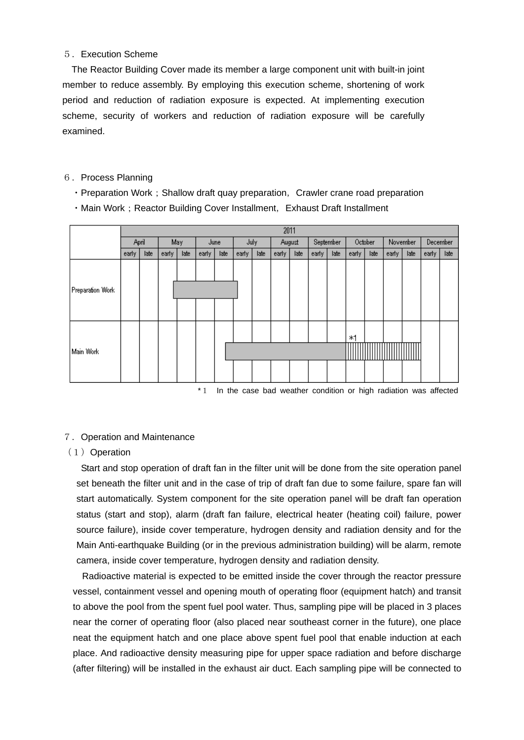５．Execution Scheme

The Reactor Building Cover made its member a large component unit with built-in joint member to reduce assembly. By employing this execution scheme, shortening of work period and reduction of radiation exposure is expected. At implementing execution scheme, security of workers and reduction of radiation exposure will be carefully examined.

６．Process Planning

・Preparation Work；Shallow draft quay preparation，Crawler crane road preparation

・Main Work；Reactor Building Cover Installment，Exhaust Draft Installment

| | 2011 | | | | | | | | | | | | | | | | | |
|---|---|---|---|---|---|---|---|---|---|---|---|---|---|---|---|---|---|---|
| | April | | May | | June | | July | | August | | September | | October | | November | | December | |
| | early | late | early | late | early | late | early | late | early | late | early | late | early | late | early | late | early | late |
| Preparation Work | | | ■ | ■ | ■ | ■ | | | | | | | | | | | | |
| Main Work | | | | | | ■ | ■ | ■ | ■ | ■ | ■ | ■ | ▥ *1 | ▥ | ▥ | ▥ | | |

*１　In the case bad weather condition or high radiation was affected

７．Operation and Maintenance

（１）Operation

Start and stop operation of draft fan in the filter unit will be done from the site operation panel set beneath the filter unit and in the case of trip of draft fan due to some failure, spare fan will start automatically. System component for the site operation panel will be draft fan operation status (start and stop), alarm (draft fan failure, electrical heater (heating coil) failure, power source failure), inside cover temperature, hydrogen density and radiation density and for the Main Anti-earthquake Building (or in the previous administration building) will be alarm, remote camera, inside cover temperature, hydrogen density and radiation density.

Radioactive material is expected to be emitted inside the cover through the reactor pressure vessel, containment vessel and opening mouth of operating floor (equipment hatch) and transit to above the pool from the spent fuel pool water. Thus, sampling pipe will be placed in 3 places near the corner of operating floor (also placed near southeast corner in the future), one place neat the equipment hatch and one place above spent fuel pool that enable induction at each place. And radioactive density measuring pipe for upper space radiation and before discharge (after filtering) will be installed in the exhaust air duct. Each sampling pipe will be connected to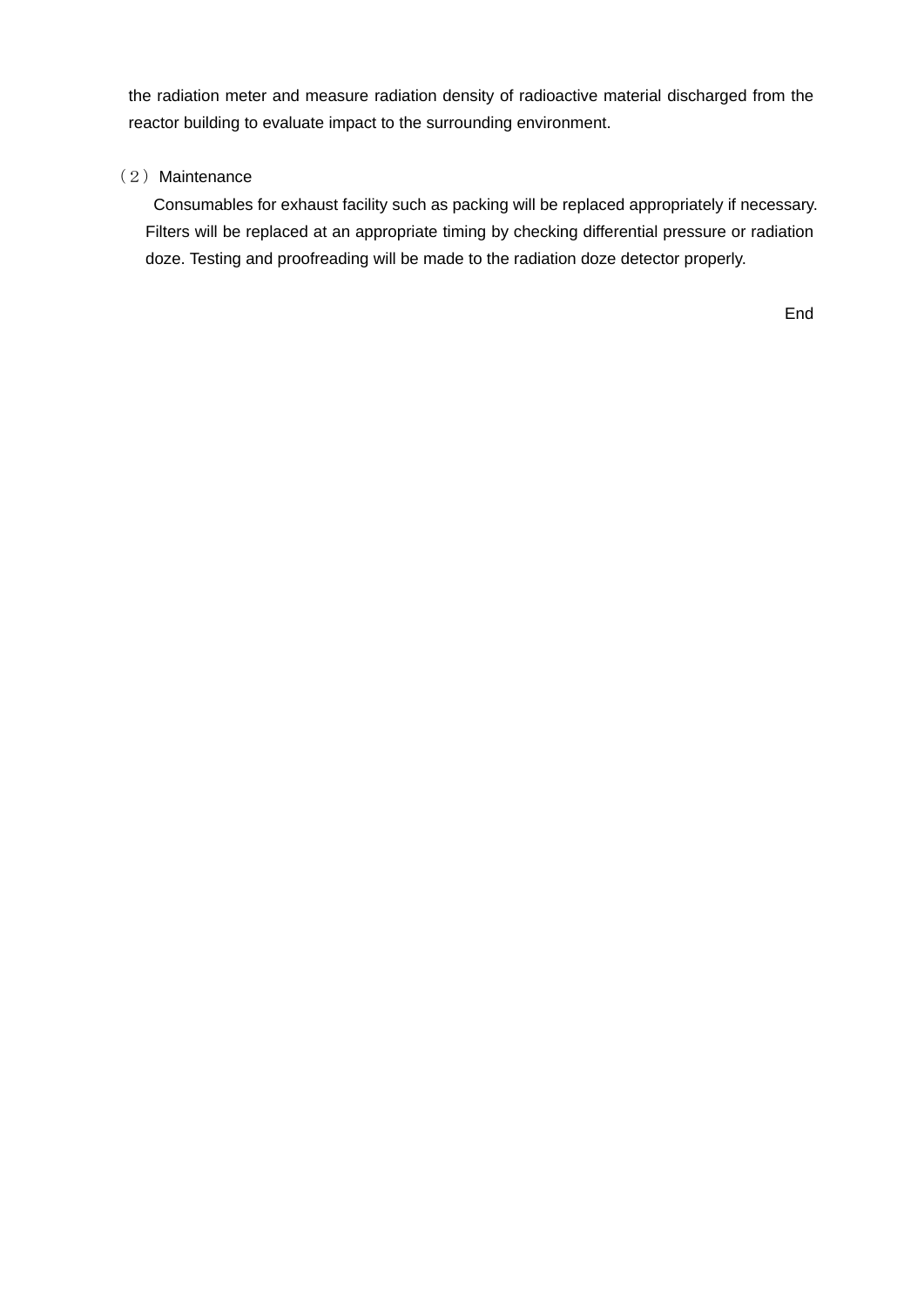the radiation meter and measure radiation density of radioactive material discharged from the reactor building to evaluate impact to the surrounding environment.

（２）Maintenance

Consumables for exhaust facility such as packing will be replaced appropriately if necessary. Filters will be replaced at an appropriate timing by checking differential pressure or radiation doze. Testing and proofreading will be made to the radiation doze detector properly.

End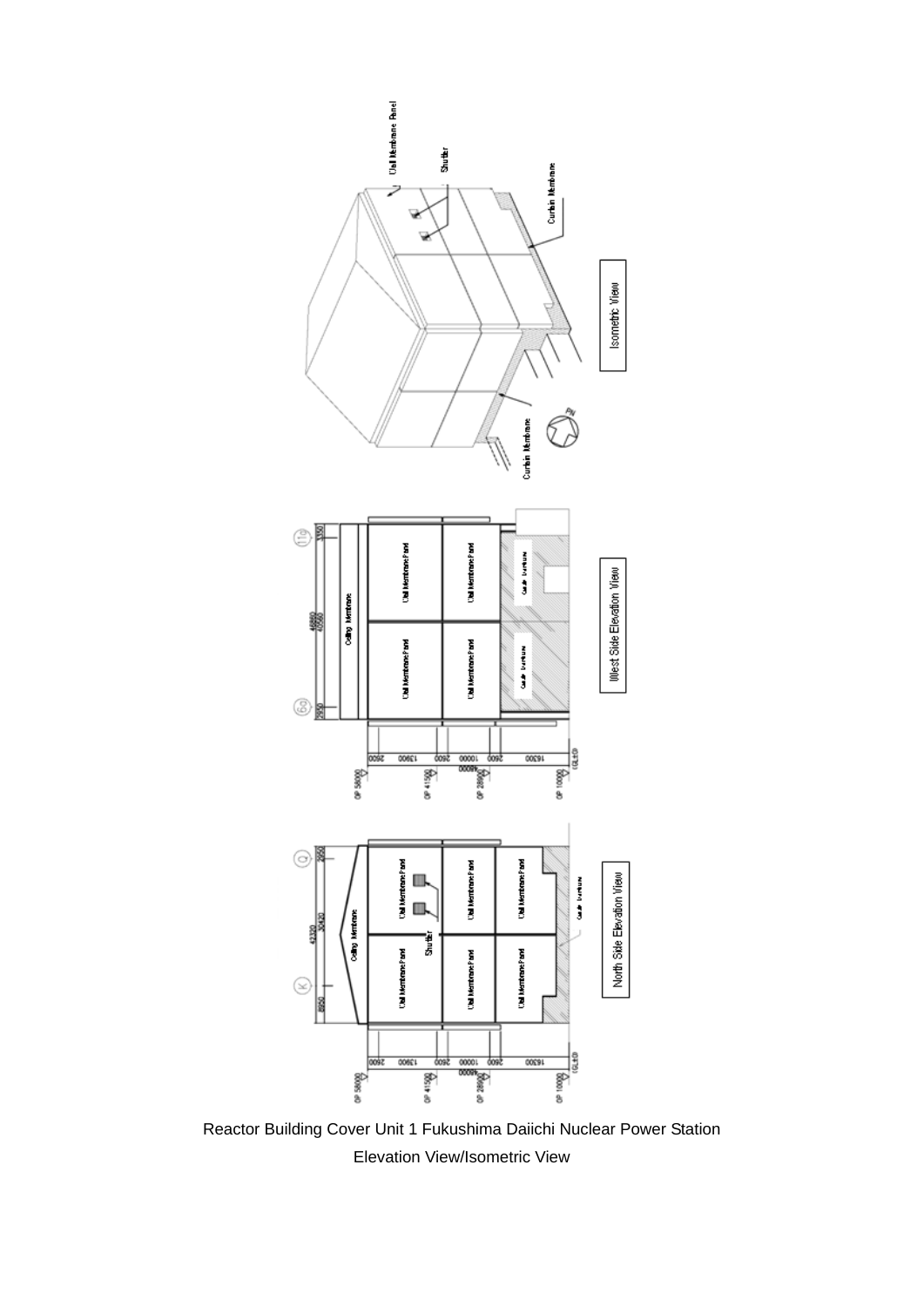Reactor Building Cover Unit 1 Fukushima Daiichi Nuclear Power Station

Elevation View/Isometric View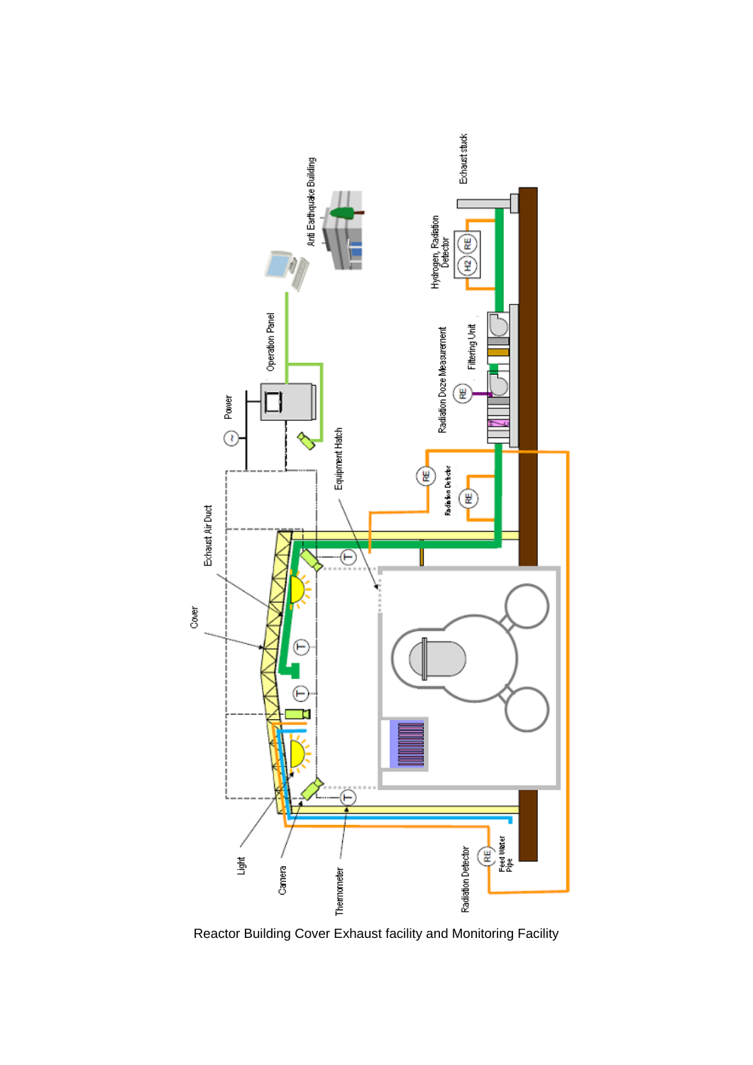Exhaust stuck

Anti Earthquake Building

Operation Panel

Power

Hydrogen, Radiation Detector

H2

RE

Filtering Unit

Radiation Doze Measurement

RE

Equipment Hatch

RE

Radiation Detector

RE

Exhaust Air Duct

Cover

T

T

T

T

Light

Camera

Thermometer

Radiation Detector

RE

Feed Water Pipe

Reactor Building Cover Exhaust facility and Monitoring Facility